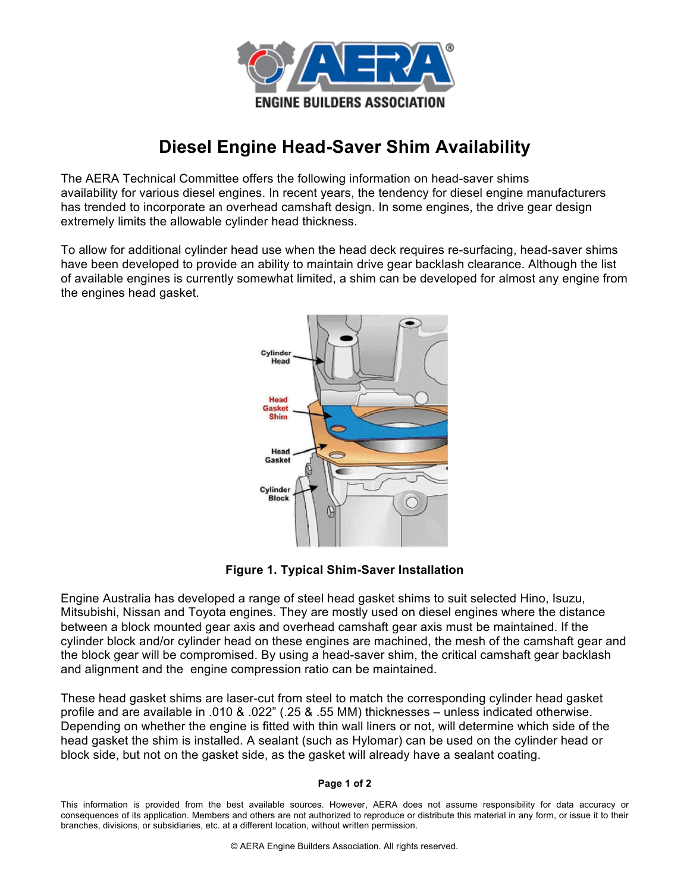# Diesel Engine Head-Saver Shim Availability

The AERA Technical Committee offers the following information on head-saver shims availability for various diesel engines. In recent years, the tendency for diesel engine manufacturers has trended to incorporate an overhead camshaft design. In some engines, the drive gear design extremely limits the allowable cylinder head thickness.

To allow for additional cylinder head use when the head deck requires re-surfacing, head-saver shims have been developed to provide an ability to maintain drive gear backlash clearance. Although the list of available engines is currently somewhat limited, a shim can be developed for almost any engine from the engines head gasket.

**Figure 1. Typical Shim-Saver Installation**

Engine Australia has developed a range of steel head gasket shims to suit selected Hino, Isuzu, Mitsubishi, Nissan and Toyota engines. They are mostly used on diesel engines where the distance between a block mounted gear axis and overhead camshaft gear axis must be maintained. If the cylinder block and/or cylinder head on these engines are machined, the mesh of the camshaft gear and the block gear will be compromised. By using a head-saver shim, the critical camshaft gear backlash and alignment and the engine compression ratio can be maintained.

These head gasket shims are laser-cut from steel to match the corresponding cylinder head gasket profile and are available in .010 & .022" (.25 & .55 MM) thicknesses – unless indicated otherwise. Depending on whether the engine is fitted with thin wall liners or not, will determine which side of the head gasket the shim is installed. A sealant (such as Hylomar) can be used on the cylinder head or block side, but not on the gasket side, as the gasket will already have a sealant coating.

This information is provided from the best available sources. However, AERA does not assume responsibility for data accuracy or consequences of its application. Members and others are not authorized to reproduce or distribute this material in any form, or issue it to their branches, divisions, or subsidiaries, etc. at a different location, without written permission.

© AERA Engine Builders Association. All rights reserved.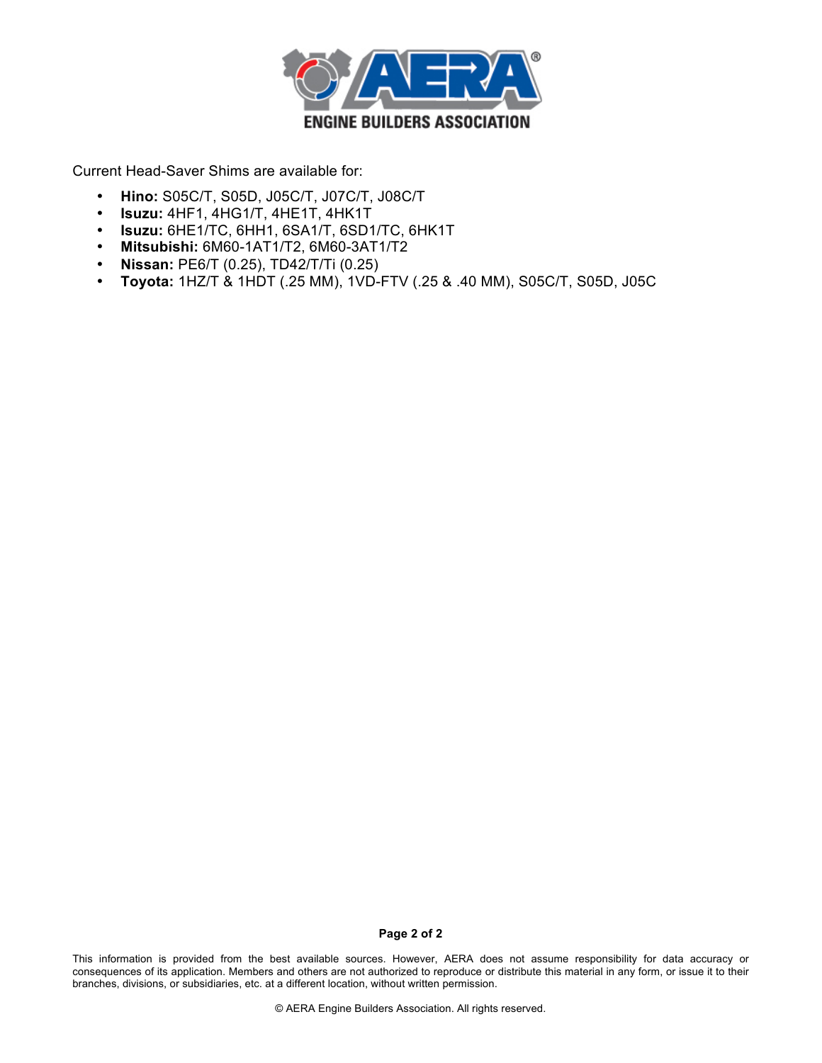Current Head-Saver Shims are available for:

- **Hino:** S05C/T, S05D, J05C/T, J07C/T, J08C/T
- **Isuzu:** 4HF1, 4HG1/T, 4HE1T, 4HK1T
- **Isuzu:** 6HE1/TC, 6HH1, 6SA1/T, 6SD1/TC, 6HK1T
- **Mitsubishi:** 6M60-1AT1/T2, 6M60-3AT1/T2
- **Nissan:** PE6/T (0.25), TD42/T/Ti (0.25)
- **Toyota:** 1HZ/T & 1HDT (.25 MM), 1VD-FTV (.25 & .40 MM), S05C/T, S05D, J05C

This information is provided from the best available sources. However, AERA does not assume responsibility for data accuracy or consequences of its application. Members and others are not authorized to reproduce or distribute this material in any form, or issue it to their branches, divisions, or subsidiaries, etc. at a different location, without written permission.

© AERA Engine Builders Association. All rights reserved.